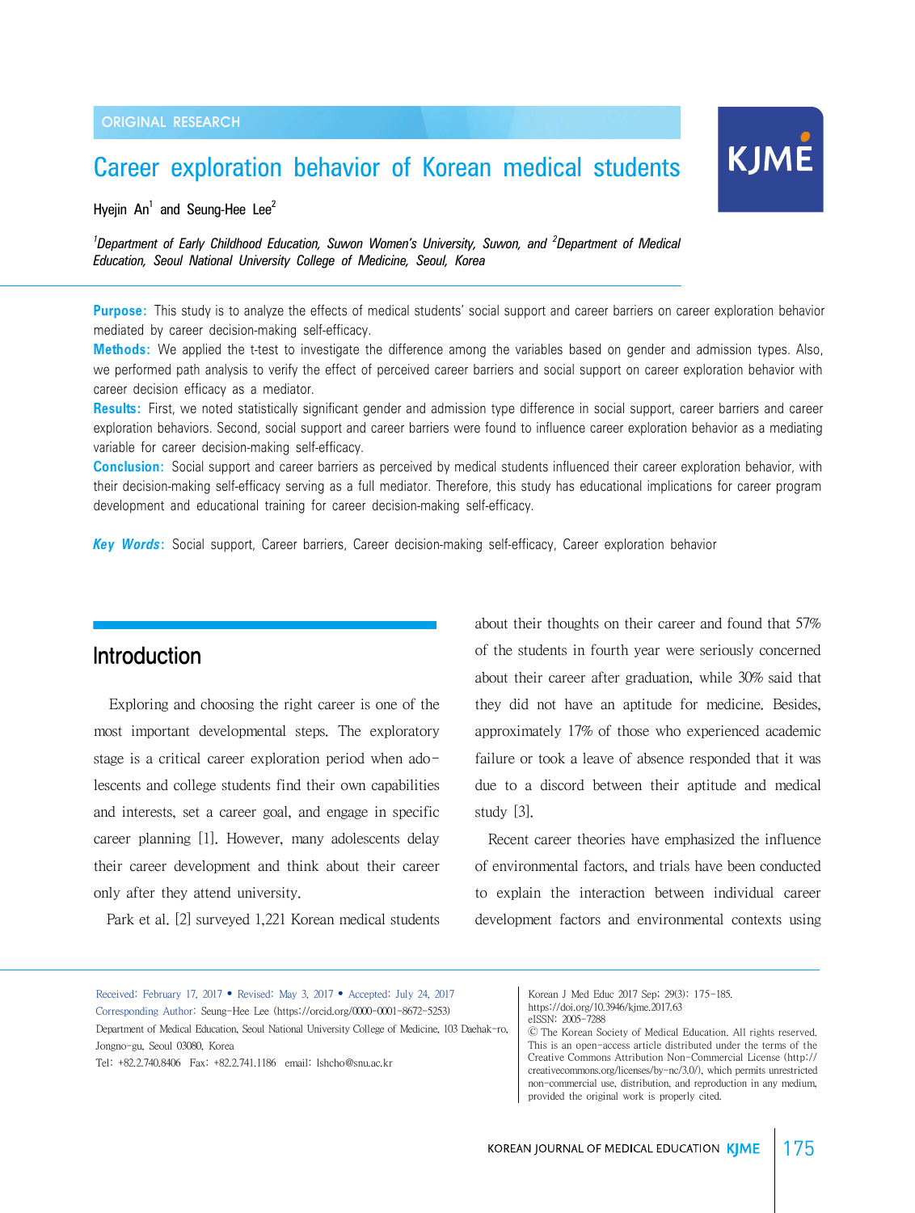ORIGINAL RESEARCH

# Career exploration behavior of Korean medical students

Hyejin An[1] and Seung-Hee Lee[2]

*[1]Department of Early Childhood Education, Suwon Women's University, Suwon, and [2]Department of Medical Education, Seoul National University College of Medicine, Seoul, Korea*

**Purpose:** This study is to analyze the effects of medical students' social support and career barriers on career exploration behavior mediated by career decision-making self-efficacy.

**Methods:** We applied the t-test to investigate the difference among the variables based on gender and admission types. Also, we performed path analysis to verify the effect of perceived career barriers and social support on career exploration behavior with career decision efficacy as a mediator.

**Results:** First, we noted statistically significant gender and admission type difference in social support, career barriers and career exploration behaviors. Second, social support and career barriers were found to influence career exploration behavior as a mediating variable for career decision-making self-efficacy.

**Conclusion:** Social support and career barriers as perceived by medical students influenced their career exploration behavior, with their decision-making self-efficacy serving as a full mediator. Therefore, this study has educational implications for career program development and educational training for career decision-making self-efficacy.

***Key Words*:** Social support, Career barriers, Career decision-making self-efficacy, Career exploration behavior

## Introduction

Exploring and choosing the right career is one of the most important developmental steps. The exploratory stage is a critical career exploration period when adolescents and college students find their own capabilities and interests, set a career goal, and engage in specific career planning [1]. However, many adolescents delay their career development and think about their career only after they attend university.

Park et al. [2] surveyed 1,221 Korean medical students about their thoughts on their career and found that 57% of the students in fourth year were seriously concerned about their career after graduation, while 30% said that they did not have an aptitude for medicine. Besides, approximately 17% of those who experienced academic failure or took a leave of absence responded that it was due to a discord between their aptitude and medical study [3].

Recent career theories have emphasized the influence of environmental factors, and trials have been conducted to explain the interaction between individual career development factors and environmental contexts using

Received: February 17, 2017 • Revised: May 3, 2017 • Accepted: July 24, 2017
Corresponding Author: Seung-Hee Lee (https://orcid.org/0000-0001-8672-5253)
Department of Medical Education, Seoul National University College of Medicine, 103 Daehak-ro, Jongno-gu, Seoul 03080, Korea
Tel: +82.2.740.8406 Fax: +82.2.741.1186 email: lshcho@snu.ac.kr

Korean J Med Educ 2017 Sep; 29(3): 175-185.
https://doi.org/10.3946/kjme.2017.63
eISSN: 2005-7288
© The Korean Society of Medical Education. All rights reserved.
This is an open-access article distributed under the terms of the Creative Commons Attribution Non-Commercial License (http://creativecommons.org/licenses/by-nc/3.0/), which permits unrestricted non-commercial use, distribution, and reproduction in any medium, provided the original work is properly cited.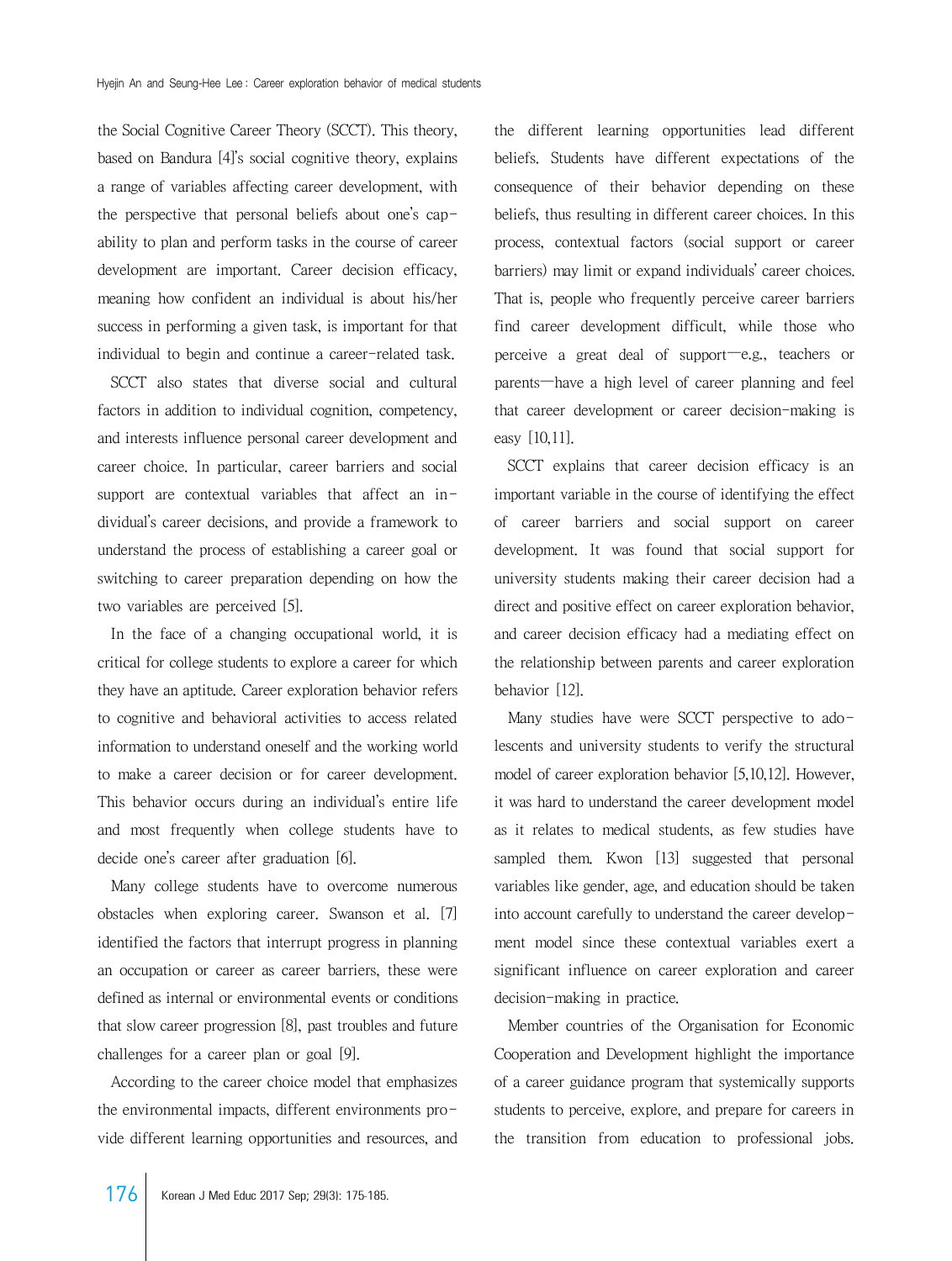the Social Cognitive Career Theory (SCCT). This theory, based on Bandura [4]'s social cognitive theory, explains a range of variables affecting career development, with the perspective that personal beliefs about one's capability to plan and perform tasks in the course of career development are important. Career decision efficacy, meaning how confident an individual is about his/her success in performing a given task, is important for that individual to begin and continue a career-related task.

SCCT also states that diverse social and cultural factors in addition to individual cognition, competency, and interests influence personal career development and career choice. In particular, career barriers and social support are contextual variables that affect an individual's career decisions, and provide a framework to understand the process of establishing a career goal or switching to career preparation depending on how the two variables are perceived [5].

In the face of a changing occupational world, it is critical for college students to explore a career for which they have an aptitude. Career exploration behavior refers to cognitive and behavioral activities to access related information to understand oneself and the working world to make a career decision or for career development. This behavior occurs during an individual's entire life and most frequently when college students have to decide one's career after graduation [6].

Many college students have to overcome numerous obstacles when exploring career. Swanson et al. [7] identified the factors that interrupt progress in planning an occupation or career as career barriers, these were defined as internal or environmental events or conditions that slow career progression [8], past troubles and future challenges for a career plan or goal [9].

According to the career choice model that emphasizes the environmental impacts, different environments provide different learning opportunities and resources, and the different learning opportunities lead different beliefs. Students have different expectations of the consequence of their behavior depending on these beliefs, thus resulting in different career choices. In this process, contextual factors (social support or career barriers) may limit or expand individuals' career choices. That is, people who frequently perceive career barriers find career development difficult, while those who perceive a great deal of support—e.g., teachers or parents—have a high level of career planning and feel that career development or career decision-making is easy [10,11].

SCCT explains that career decision efficacy is an important variable in the course of identifying the effect of career barriers and social support on career development. It was found that social support for university students making their career decision had a direct and positive effect on career exploration behavior, and career decision efficacy had a mediating effect on the relationship between parents and career exploration behavior [12].

Many studies have were SCCT perspective to adolescents and university students to verify the structural model of career exploration behavior [5,10,12]. However, it was hard to understand the career development model as it relates to medical students, as few studies have sampled them. Kwon [13] suggested that personal variables like gender, age, and education should be taken into account carefully to understand the career development model since these contextual variables exert a significant influence on career exploration and career decision-making in practice.

Member countries of the Organisation for Economic Cooperation and Development highlight the importance of a career guidance program that systemically supports students to perceive, explore, and prepare for careers in the transition from education to professional jobs.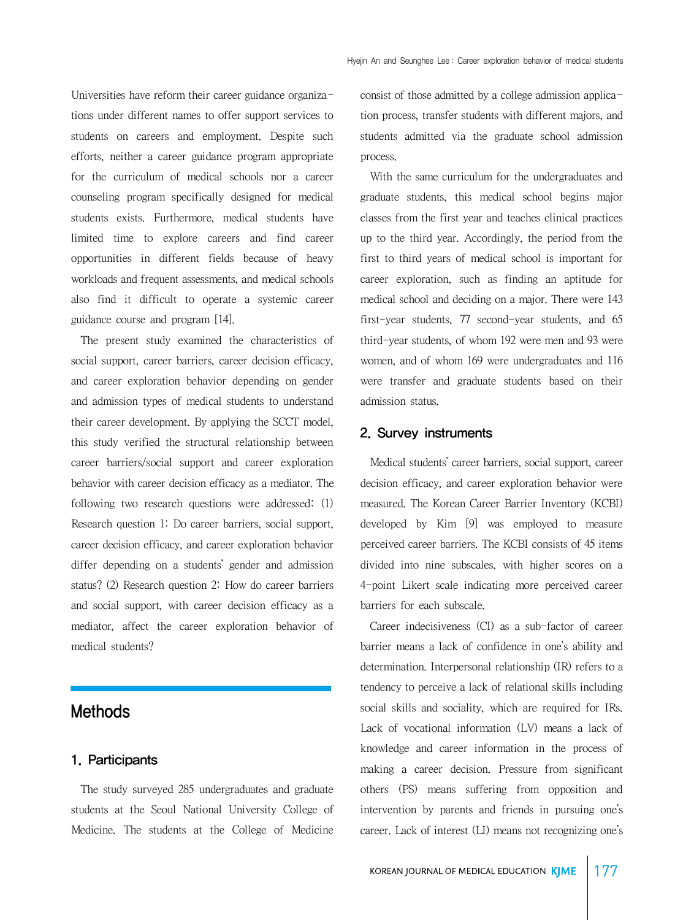Universities have reform their career guidance organizations under different names to offer support services to students on careers and employment. Despite such efforts, neither a career guidance program appropriate for the curriculum of medical schools nor a career counseling program specifically designed for medical students exists. Furthermore, medical students have limited time to explore careers and find career opportunities in different fields because of heavy workloads and frequent assessments, and medical schools also find it difficult to operate a systemic career guidance course and program [14].

The present study examined the characteristics of social support, career barriers, career decision efficacy, and career exploration behavior depending on gender and admission types of medical students to understand their career development. By applying the SCCT model, this study verified the structural relationship between career barriers/social support and career exploration behavior with career decision efficacy as a mediator. The following two research questions were addressed: (1) Research question 1: Do career barriers, social support, career decision efficacy, and career exploration behavior differ depending on a students' gender and admission status? (2) Research question 2: How do career barriers and social support, with career decision efficacy as a mediator, affect the career exploration behavior of medical students?

# Methods

## 1. Participants

The study surveyed 285 undergraduates and graduate students at the Seoul National University College of Medicine. The students at the College of Medicine consist of those admitted by a college admission application process, transfer students with different majors, and students admitted via the graduate school admission process.

With the same curriculum for the undergraduates and graduate students, this medical school begins major classes from the first year and teaches clinical practices up to the third year. Accordingly, the period from the first to third years of medical school is important for career exploration, such as finding an aptitude for medical school and deciding on a major. There were 143 first-year students, 77 second-year students, and 65 third-year students, of whom 192 were men and 93 were women, and of whom 169 were undergraduates and 116 were transfer and graduate students based on their admission status.

## 2. Survey instruments

Medical students' career barriers, social support, career decision efficacy, and career exploration behavior were measured. The Korean Career Barrier Inventory (KCBI) developed by Kim [9] was employed to measure perceived career barriers. The KCBI consists of 45 items divided into nine subscales, with higher scores on a 4-point Likert scale indicating more perceived career barriers for each subscale.

Career indecisiveness (CI) as a sub-factor of career barrier means a lack of confidence in one's ability and determination. Interpersonal relationship (IR) refers to a tendency to perceive a lack of relational skills including social skills and sociality, which are required for IRs. Lack of vocational information (LV) means a lack of knowledge and career information in the process of making a career decision. Pressure from significant others (PS) means suffering from opposition and intervention by parents and friends in pursuing one's career. Lack of interest (LI) means not recognizing one's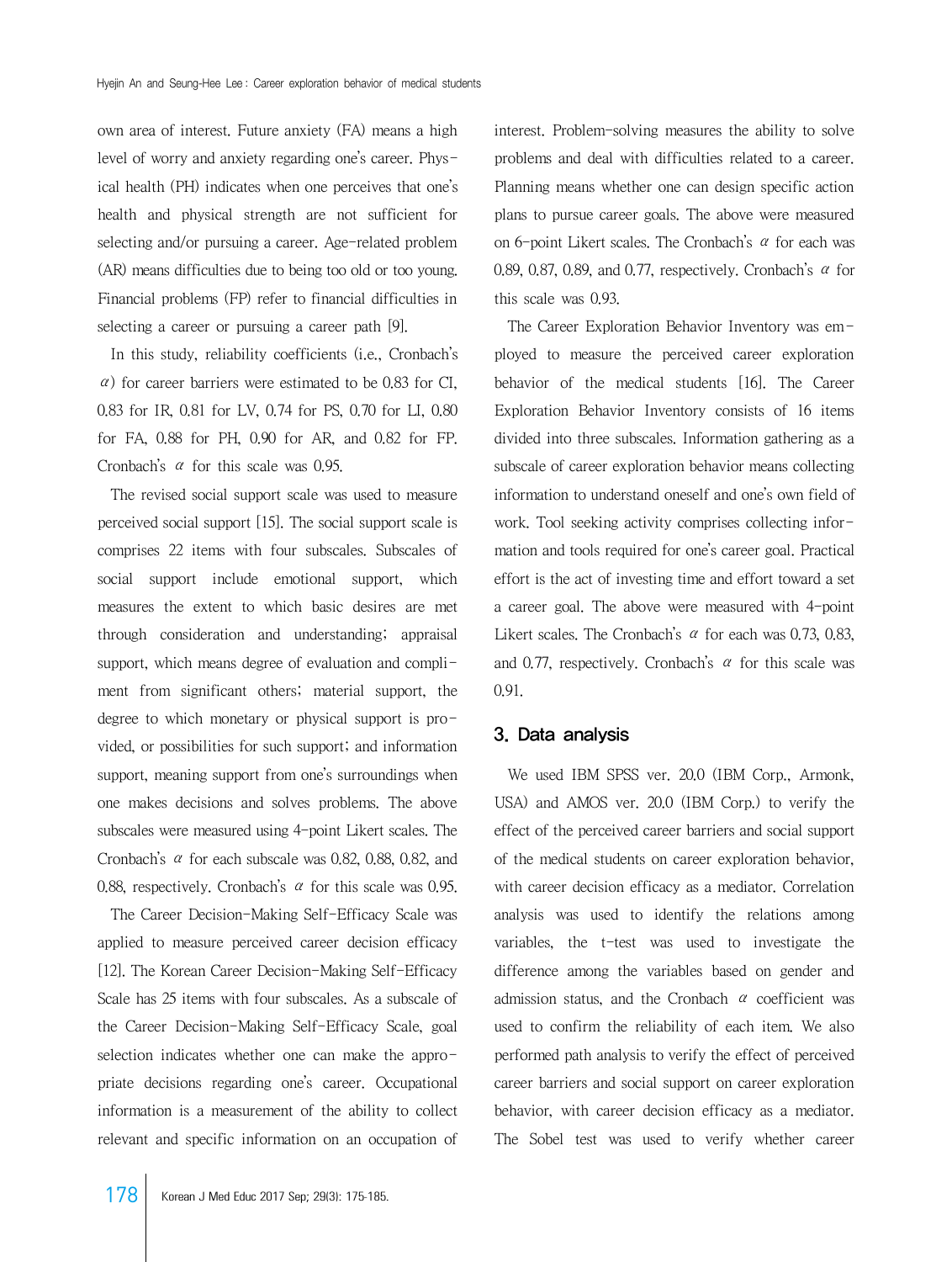own area of interest. Future anxiety (FA) means a high level of worry and anxiety regarding one's career. Physical health (PH) indicates when one perceives that one's health and physical strength are not sufficient for selecting and/or pursuing a career. Age-related problem (AR) means difficulties due to being too old or too young. Financial problems (FP) refer to financial difficulties in selecting a career or pursuing a career path [9].

In this study, reliability coefficients (i.e., Cronbach's $\alpha$) for career barriers were estimated to be 0.83 for CI, 0.83 for IR, 0.81 for LV, 0.74 for PS, 0.70 for LI, 0.80 for FA, 0.88 for PH, 0.90 for AR, and 0.82 for FP. Cronbach's $\alpha$ for this scale was 0.95.

The revised social support scale was used to measure perceived social support [15]. The social support scale is comprises 22 items with four subscales. Subscales of social support include emotional support, which measures the extent to which basic desires are met through consideration and understanding; appraisal support, which means degree of evaluation and compliment from significant others; material support, the degree to which monetary or physical support is provided, or possibilities for such support; and information support, meaning support from one's surroundings when one makes decisions and solves problems. The above subscales were measured using 4-point Likert scales. The Cronbach's $\alpha$ for each subscale was 0.82, 0.88, 0.82, and 0.88, respectively. Cronbach's $\alpha$ for this scale was 0.95.

The Career Decision-Making Self-Efficacy Scale was applied to measure perceived career decision efficacy [12]. The Korean Career Decision-Making Self-Efficacy Scale has 25 items with four subscales. As a subscale of the Career Decision-Making Self-Efficacy Scale, goal selection indicates whether one can make the appropriate decisions regarding one's career. Occupational information is a measurement of the ability to collect relevant and specific information on an occupation of interest. Problem-solving measures the ability to solve problems and deal with difficulties related to a career. Planning means whether one can design specific action plans to pursue career goals. The above were measured on 6-point Likert scales. The Cronbach's $\alpha$ for each was 0.89, 0.87, 0.89, and 0.77, respectively. Cronbach's $\alpha$ for this scale was 0.93.

The Career Exploration Behavior Inventory was employed to measure the perceived career exploration behavior of the medical students [16]. The Career Exploration Behavior Inventory consists of 16 items divided into three subscales. Information gathering as a subscale of career exploration behavior means collecting information to understand oneself and one's own field of work. Tool seeking activity comprises collecting information and tools required for one's career goal. Practical effort is the act of investing time and effort toward a set a career goal. The above were measured with 4-point Likert scales. The Cronbach's $\alpha$ for each was 0.73, 0.83, and 0.77, respectively. Cronbach's $\alpha$ for this scale was 0.91.

## 3. Data analysis

We used IBM SPSS ver. 20.0 (IBM Corp., Armonk, USA) and AMOS ver. 20.0 (IBM Corp.) to verify the effect of the perceived career barriers and social support of the medical students on career exploration behavior, with career decision efficacy as a mediator. Correlation analysis was used to identify the relations among variables, the t-test was used to investigate the difference among the variables based on gender and admission status, and the Cronbach $\alpha$ coefficient was used to confirm the reliability of each item. We also performed path analysis to verify the effect of perceived career barriers and social support on career exploration behavior, with career decision efficacy as a mediator. The Sobel test was used to verify whether career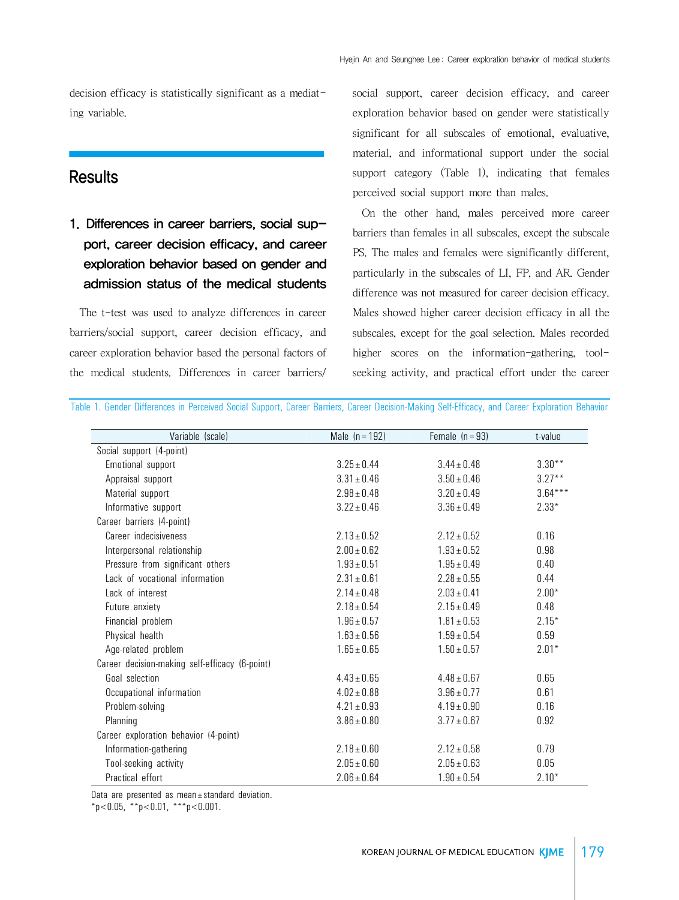decision efficacy is statistically significant as a mediating variable.

# Results

## 1. Differences in career barriers, social support, career decision efficacy, and career exploration behavior based on gender and admission status of the medical students

The t-test was used to analyze differences in career barriers/social support, career decision efficacy, and career exploration behavior based the personal factors of the medical students. Differences in career barriers/social support, career decision efficacy, and career exploration behavior based on gender were statistically significant for all subscales of emotional, evaluative, material, and informational support under the social support category (Table 1), indicating that females perceived social support more than males.

On the other hand, males perceived more career barriers than females in all subscales, except the subscale PS. The males and females were significantly different, particularly in the subscales of LI, FP, and AR. Gender difference was not measured for career decision efficacy. Males showed higher career decision efficacy in all the subscales, except for the goal selection. Males recorded higher scores on the information-gathering, tool-seeking activity, and practical effort under the career

Table 1. Gender Differences in Perceived Social Support, Career Barriers, Career Decision-Making Self-Efficacy, and Career Exploration Behavior

| Variable (scale) | Male (n=192) | Female (n=93) | t-value |
|---|---|---|---|
| Social support (4-point) | | | |
| Emotional support | 3.25±0.44 | 3.44±0.48 | 3.30** |
| Appraisal support | 3.31±0.46 | 3.50±0.46 | 3.27** |
| Material support | 2.98±0.48 | 3.20±0.49 | 3.64*** |
| Informative support | 3.22±0.46 | 3.36±0.49 | 2.33* |
| Career barriers (4-point) | | | |
| Career indecisiveness | 2.13±0.52 | 2.12±0.52 | 0.16 |
| Interpersonal relationship | 2.00±0.62 | 1.93±0.52 | 0.98 |
| Pressure from significant others | 1.93±0.51 | 1.95±0.49 | 0.40 |
| Lack of vocational information | 2.31±0.61 | 2.28±0.55 | 0.44 |
| Lack of interest | 2.14±0.48 | 2.03±0.41 | 2.00* |
| Future anxiety | 2.18±0.54 | 2.15±0.49 | 0.48 |
| Financial problem | 1.96±0.57 | 1.81±0.53 | 2.15* |
| Physical health | 1.63±0.56 | 1.59±0.54 | 0.59 |
| Age-related problem | 1.65±0.65 | 1.50±0.57 | 2.01* |
| Career decision-making self-efficacy (6-point) | | | |
| Goal selection | 4.43±0.65 | 4.48±0.67 | 0.65 |
| Occupational information | 4.02±0.88 | 3.96±0.77 | 0.61 |
| Problem-solving | 4.21±0.93 | 4.19±0.90 | 0.16 |
| Planning | 3.86±0.80 | 3.77±0.67 | 0.92 |
| Career exploration behavior (4-point) | | | |
| Information-gathering | 2.18±0.60 | 2.12±0.58 | 0.79 |
| Tool-seeking activity | 2.05±0.60 | 2.05±0.63 | 0.05 |
| Practical effort | 2.06±0.64 | 1.90±0.54 | 2.10* |

Data are presented as mean±standard deviation.
*$p<0.05$, **$p<0.01$, ***$p<0.001$.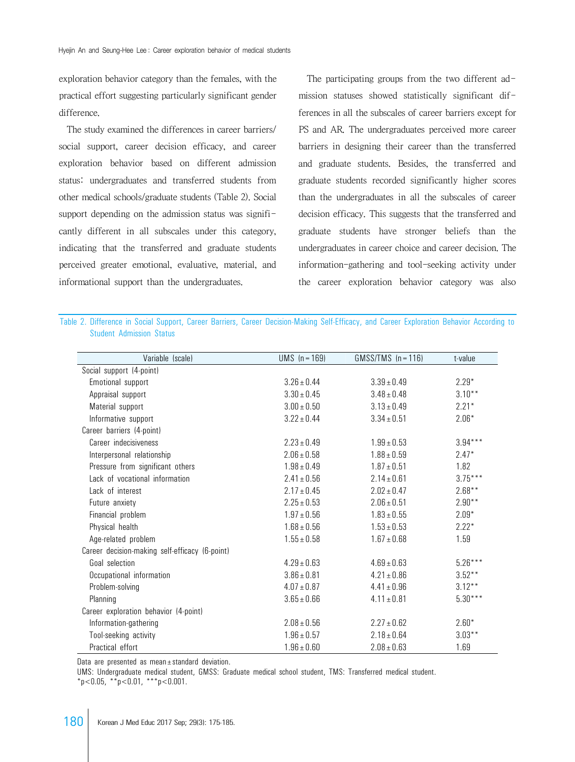exploration behavior category than the females, with the practical effort suggesting particularly significant gender difference.

The study examined the differences in career barriers/social support, career decision efficacy, and career exploration behavior based on different admission status: undergraduates and transferred students from other medical schools/graduate students (Table 2). Social support depending on the admission status was significantly different in all subscales under this category, indicating that the transferred and graduate students perceived greater emotional, evaluative, material, and informational support than the undergraduates.

The participating groups from the two different admission statuses showed statistically significant differences in all the subscales of career barriers except for PS and AR. The undergraduates perceived more career barriers in designing their career than the transferred and graduate students. Besides, the transferred and graduate students recorded significantly higher scores than the undergraduates in all the subscales of career decision efficacy. This suggests that the transferred and graduate students have stronger beliefs than the undergraduates in career choice and career decision. The information-gathering and tool-seeking activity under the career exploration behavior category was also

Table 2. Difference in Social Support, Career Barriers, Career Decision-Making Self-Efficacy, and Career Exploration Behavior According to Student Admission Status

| Variable (scale) | UMS (n=169) | GMSS/TMS (n=116) | t-value |
|---|---|---|---|
| Social support (4-point) | | | |
| Emotional support | 3.26±0.44 | 3.39±0.49 | 2.29* |
| Appraisal support | 3.30±0.45 | 3.48±0.48 | 3.10** |
| Material support | 3.00±0.50 | 3.13±0.49 | 2.21* |
| Informative support | 3.22±0.44 | 3.34±0.51 | 2.06* |
| Career barriers (4-point) | | | |
| Career indecisiveness | 2.23±0.49 | 1.99±0.53 | 3.94*** |
| Interpersonal relationship | 2.06±0.58 | 1.88±0.59 | 2.47* |
| Pressure from significant others | 1.98±0.49 | 1.87±0.51 | 1.82 |
| Lack of vocational information | 2.41±0.56 | 2.14±0.61 | 3.75*** |
| Lack of interest | 2.17±0.45 | 2.02±0.47 | 2.68** |
| Future anxiety | 2.25±0.53 | 2.06±0.51 | 2.90** |
| Financial problem | 1.97±0.56 | 1.83±0.55 | 2.09* |
| Physical health | 1.68±0.56 | 1.53±0.53 | 2.22* |
| Age-related problem | 1.55±0.58 | 1.67±0.68 | 1.59 |
| Career decision-making self-efficacy (6-point) | | | |
| Goal selection | 4.29±0.63 | 4.69±0.63 | 5.26*** |
| Occupational information | 3.86±0.81 | 4.21±0.86 | 3.52** |
| Problem-solving | 4.07±0.87 | 4.41±0.96 | 3.12** |
| Planning | 3.65±0.66 | 4.11±0.81 | 5.30*** |
| Career exploration behavior (4-point) | | | |
| Information-gathering | 2.08±0.56 | 2.27±0.62 | 2.60* |
| Tool-seeking activity | 1.96±0.57 | 2.18±0.64 | 3.03** |
| Practical effort | 1.96±0.60 | 2.08±0.63 | 1.69 |

Data are presented as mean±standard deviation.
UMS: Undergraduate medical student, GMSS: Graduate medical school student, TMS: Transferred medical student.
*$p<0.05$, **$p<0.01$, ***$p<0.001$.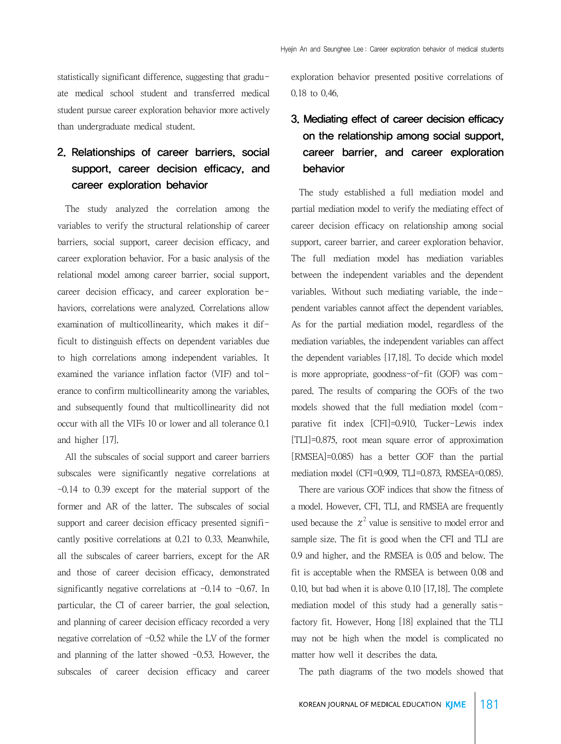statistically significant difference, suggesting that graduate medical school student and transferred medical student pursue career exploration behavior more actively than undergraduate medical student.

## 2. Relationships of career barriers, social support, career decision efficacy, and career exploration behavior

The study analyzed the correlation among the variables to verify the structural relationship of career barriers, social support, career decision efficacy, and career exploration behavior. For a basic analysis of the relational model among career barrier, social support, career decision efficacy, and career exploration behaviors, correlations were analyzed. Correlations allow examination of multicollinearity, which makes it difficult to distinguish effects on dependent variables due to high correlations among independent variables. It examined the variance inflation factor (VIF) and tolerance to confirm multicollinearity among the variables, and subsequently found that multicollinearity did not occur with all the VIFs 10 or lower and all tolerance 0.1 and higher [17].

All the subscales of social support and career barriers subscales were significantly negative correlations at -0.14 to 0.39 except for the material support of the former and AR of the latter. The subscales of social support and career decision efficacy presented significantly positive correlations at 0.21 to 0.33. Meanwhile, all the subscales of career barriers, except for the AR and those of career decision efficacy, demonstrated significantly negative correlations at -0.14 to -0.67. In particular, the CI of career barrier, the goal selection, and planning of career decision efficacy recorded a very negative correlation of -0.52 while the LV of the former and planning of the latter showed -0.53. However, the subscales of career decision efficacy and career exploration behavior presented positive correlations of 0.18 to 0.46.

## 3. Mediating effect of career decision efficacy on the relationship among social support, career barrier, and career exploration behavior

The study established a full mediation model and partial mediation model to verify the mediating effect of career decision efficacy on relationship among social support, career barrier, and career exploration behavior. The full mediation model has mediation variables between the independent variables and the dependent variables. Without such mediating variable, the independent variables cannot affect the dependent variables. As for the partial mediation model, regardless of the mediation variables, the independent variables can affect the dependent variables [17,18]. To decide which model is more appropriate, goodness-of-fit (GOF) was compared. The results of comparing the GOFs of the two models showed that the full mediation model (comparative fit index [CFI]=0.910, Tucker-Lewis index [TLI]=0.875, root mean square error of approximation [RMSEA]=0.085) has a better GOF than the partial mediation model (CFI=0.909, TLI=0.873, RMSEA=0.085).

There are various GOF indices that show the fitness of a model. However, CFI, TLI, and RMSEA are frequently used because the $\chi^2$ value is sensitive to model error and sample size. The fit is good when the CFI and TLI are 0.9 and higher, and the RMSEA is 0.05 and below. The fit is acceptable when the RMSEA is between 0.08 and 0.10, but bad when it is above 0.10 [17,18]. The complete mediation model of this study had a generally satisfactory fit. However, Hong [18] explained that the TLI may not be high when the model is complicated no matter how well it describes the data.

The path diagrams of the two models showed that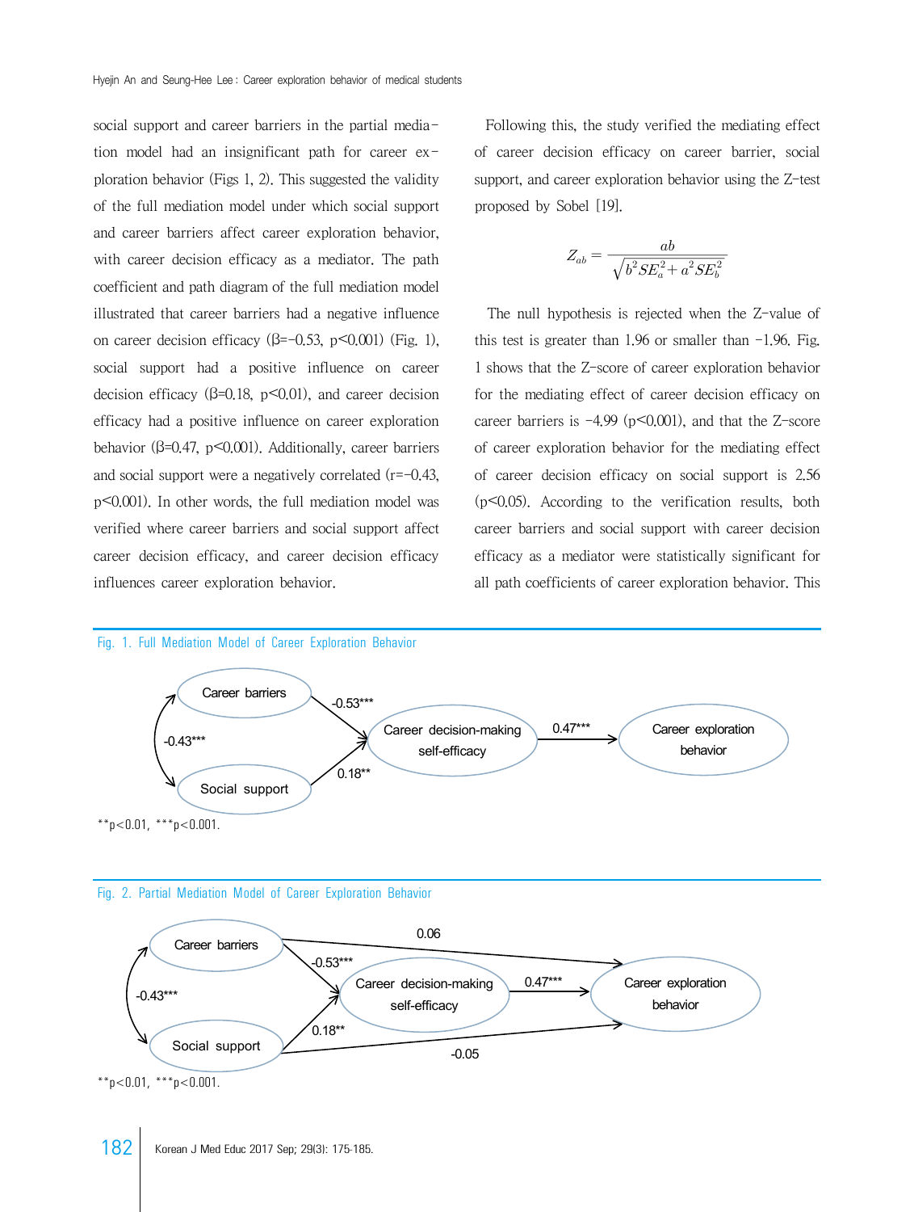social support and career barriers in the partial mediation model had an insignificant path for career exploration behavior (Figs 1, 2). This suggested the validity of the full mediation model under which social support and career barriers affect career exploration behavior, with career decision efficacy as a mediator. The path coefficient and path diagram of the full mediation model illustrated that career barriers had a negative influence on career decision efficacy (β=−0.53, $p<0.001$) (Fig. 1), social support had a positive influence on career decision efficacy (β=0.18, $p<0.01$), and career decision efficacy had a positive influence on career exploration behavior (β=0.47, $p<0.001$). Additionally, career barriers and social support were a negatively correlated (r=−0.43, $p<0.001$). In other words, the full mediation model was verified where career barriers and social support affect career decision efficacy, and career decision efficacy influences career exploration behavior.

Following this, the study verified the mediating effect of career decision efficacy on career barrier, social support, and career exploration behavior using the Z-test proposed by Sobel [19].

$$Z_{ab} = \frac{ab}{\sqrt{b^2 SE_a^2 + a^2 SE_b^2}}$$

The null hypothesis is rejected when the Z-value of this test is greater than 1.96 or smaller than −1.96. Fig. 1 shows that the Z-score of career exploration behavior for the mediating effect of career decision efficacy on career barriers is −4.99 ($p<0.001$), and that the Z-score of career exploration behavior for the mediating effect of career decision efficacy on social support is 2.56 ($p<0.05$). According to the verification results, both career barriers and social support with career decision efficacy as a mediator were statistically significant for all path coefficients of career exploration behavior. This

Fig. 1. Full Mediation Model of Career Exploration Behavior

**p<0.01, ***p<0.001.

Fig. 2. Partial Mediation Model of Career Exploration Behavior

**p<0.01, ***p<0.001.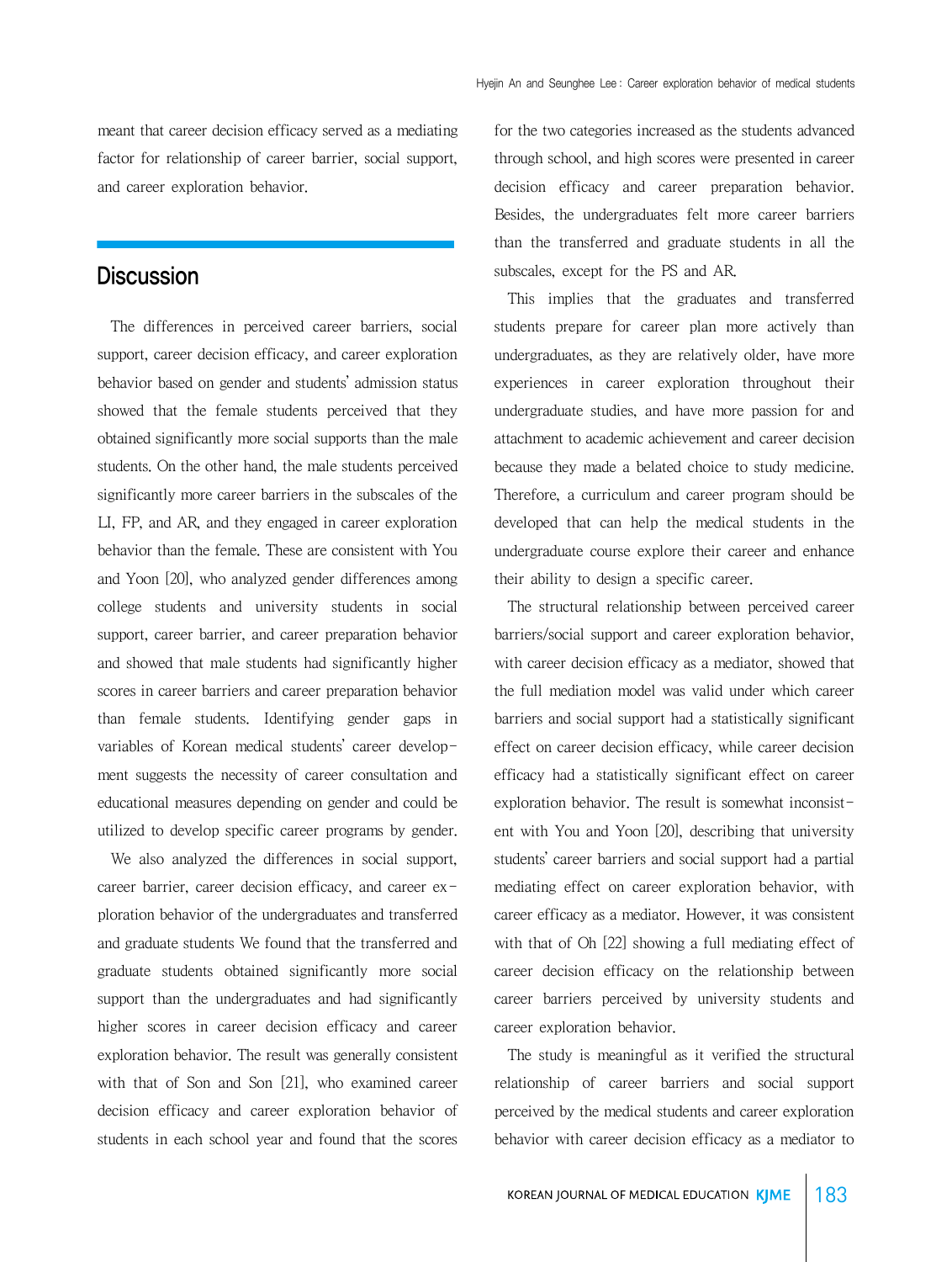meant that career decision efficacy served as a mediating factor for relationship of career barrier, social support, and career exploration behavior.

## Discussion

The differences in perceived career barriers, social support, career decision efficacy, and career exploration behavior based on gender and students' admission status showed that the female students perceived that they obtained significantly more social supports than the male students. On the other hand, the male students perceived significantly more career barriers in the subscales of the LI, FP, and AR, and they engaged in career exploration behavior than the female. These are consistent with You and Yoon [20], who analyzed gender differences among college students and university students in social support, career barrier, and career preparation behavior and showed that male students had significantly higher scores in career barriers and career preparation behavior than female students. Identifying gender gaps in variables of Korean medical students' career development suggests the necessity of career consultation and educational measures depending on gender and could be utilized to develop specific career programs by gender.

We also analyzed the differences in social support, career barrier, career decision efficacy, and career exploration behavior of the undergraduates and transferred and graduate students We found that the transferred and graduate students obtained significantly more social support than the undergraduates and had significantly higher scores in career decision efficacy and career exploration behavior. The result was generally consistent with that of Son and Son [21], who examined career decision efficacy and career exploration behavior of students in each school year and found that the scores for the two categories increased as the students advanced through school, and high scores were presented in career decision efficacy and career preparation behavior. Besides, the undergraduates felt more career barriers than the transferred and graduate students in all the subscales, except for the PS and AR.

This implies that the graduates and transferred students prepare for career plan more actively than undergraduates, as they are relatively older, have more experiences in career exploration throughout their undergraduate studies, and have more passion for and attachment to academic achievement and career decision because they made a belated choice to study medicine. Therefore, a curriculum and career program should be developed that can help the medical students in the undergraduate course explore their career and enhance their ability to design a specific career.

The structural relationship between perceived career barriers/social support and career exploration behavior, with career decision efficacy as a mediator, showed that the full mediation model was valid under which career barriers and social support had a statistically significant effect on career decision efficacy, while career decision efficacy had a statistically significant effect on career exploration behavior. The result is somewhat inconsistent with You and Yoon [20], describing that university students' career barriers and social support had a partial mediating effect on career exploration behavior, with career efficacy as a mediator. However, it was consistent with that of Oh [22] showing a full mediating effect of career decision efficacy on the relationship between career barriers perceived by university students and career exploration behavior.

The study is meaningful as it verified the structural relationship of career barriers and social support perceived by the medical students and career exploration behavior with career decision efficacy as a mediator to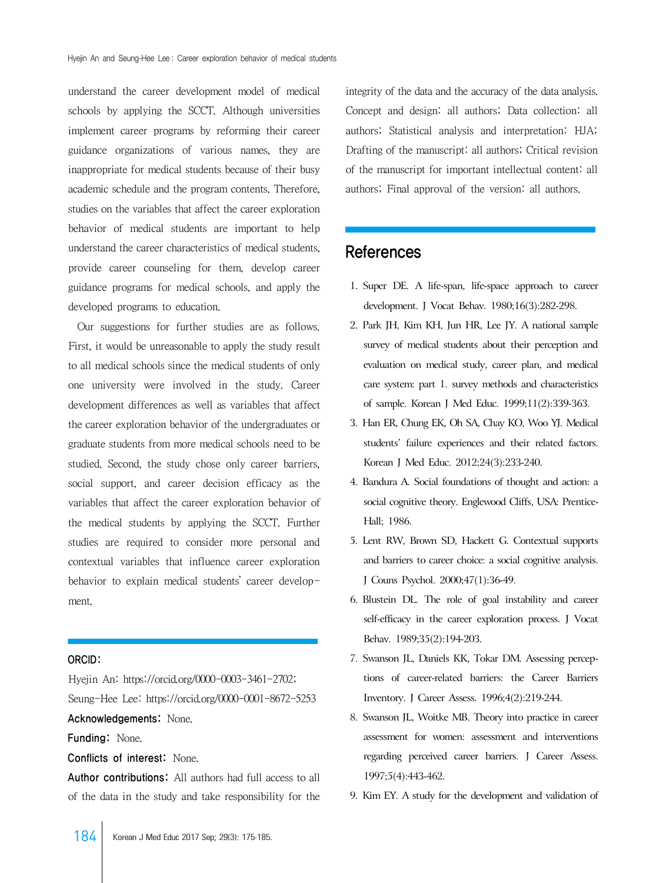understand the career development model of medical schools by applying the SCCT. Although universities implement career programs by reforming their career guidance organizations of various names, they are inappropriate for medical students because of their busy academic schedule and the program contents. Therefore, studies on the variables that affect the career exploration behavior of medical students are important to help understand the career characteristics of medical students, provide career counseling for them, develop career guidance programs for medical schools, and apply the developed programs to education.

Our suggestions for further studies are as follows. First, it would be unreasonable to apply the study result to all medical schools since the medical students of only one university were involved in the study. Career development differences as well as variables that affect the career exploration behavior of the undergraduates or graduate students from more medical schools need to be studied. Second, the study chose only career barriers, social support, and career decision efficacy as the variables that affect the career exploration behavior of the medical students by applying the SCCT. Further studies are required to consider more personal and contextual variables that influence career exploration behavior to explain medical students' career development.

**ORCID:**
Hyejin An: https://orcid.org/0000-0003-3461-2702;
Seung-Hee Lee: https://orcid.org/0000-0001-8672-5253

**Acknowledgements:** None.

**Funding:** None.

**Conflicts of interest:** None.

**Author contributions:** All authors had full access to all of the data in the study and take responsibility for the integrity of the data and the accuracy of the data analysis. Concept and design: all authors; Data collection: all authors; Statistical analysis and interpretation: HJA; Drafting of the manuscript: all authors; Critical revision of the manuscript for important intellectual content: all authors; Final approval of the version: all authors.

## References

1. Super DE. A life-span, life-space approach to career development. J Vocat Behav. 1980;16(3):282-298.
2. Park JH, Kim KH, Jun HR, Lee JY. A national sample survey of medical students about their perception and evaluation on medical study, career plan, and medical care system: part 1. survey methods and characteristics of sample. Korean J Med Educ. 1999;11(2):339-363.
3. Han ER, Chung EK, Oh SA, Chay KO, Woo YJ. Medical students' failure experiences and their related factors. Korean J Med Educ. 2012;24(3):233-240.
4. Bandura A. Social foundations of thought and action: a social cognitive theory. Englewood Cliffs, USA: Prentice-Hall; 1986.
5. Lent RW, Brown SD, Hackett G. Contextual supports and barriers to career choice: a social cognitive analysis. J Couns Psychol. 2000;47(1):36-49.
6. Blustein DL. The role of goal instability and career self-efficacy in the career exploration process. J Vocat Behav. 1989;35(2):194-203.
7. Swanson JL, Daniels KK, Tokar DM. Assessing perceptions of career-related barriers: the Career Barriers Inventory. J Career Assess. 1996;4(2):219-244.
8. Swanson JL, Woitke MB. Theory into practice in career assessment for women: assessment and interventions regarding perceived career barriers. J Career Assess. 1997;5(4):443-462.
9. Kim EY. A study for the development and validation of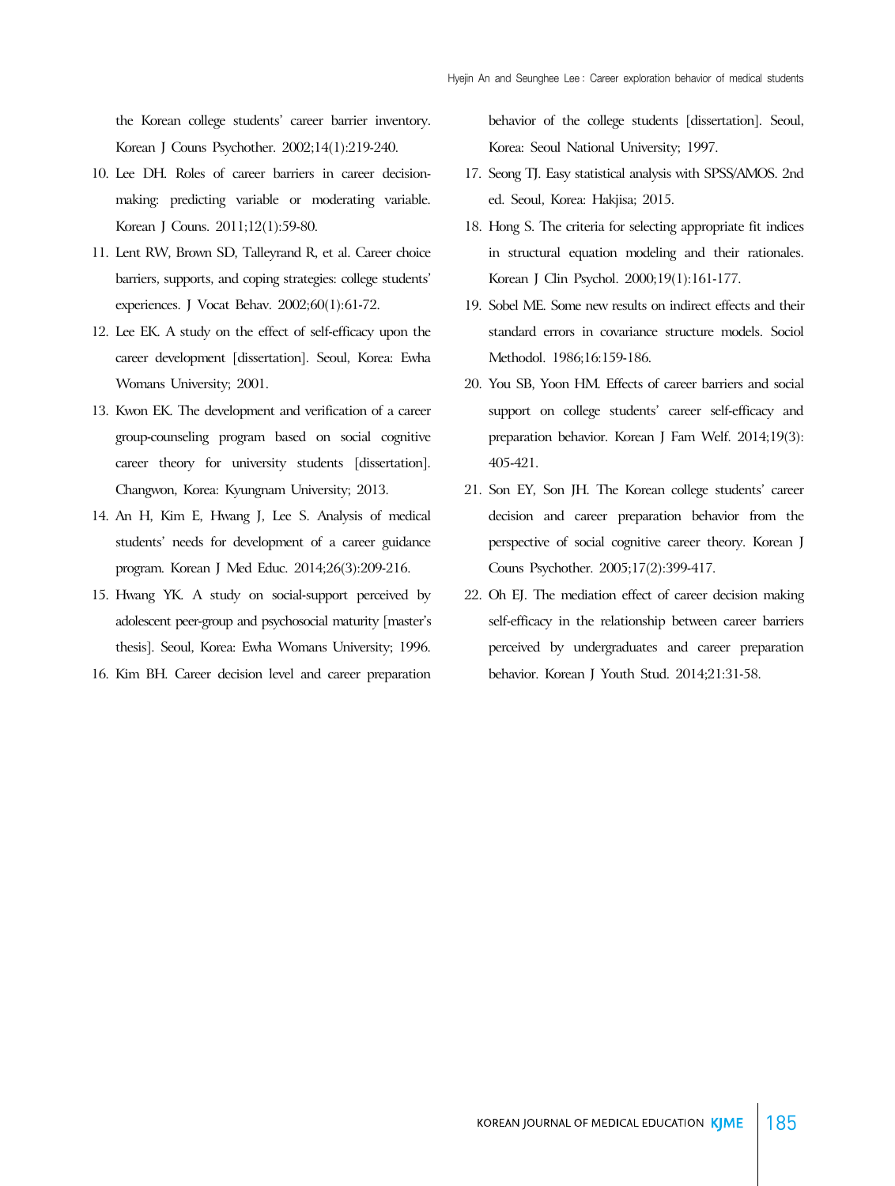the Korean college students' career barrier inventory. Korean J Couns Psychother. 2002;14(1):219-240.

10. Lee DH. Roles of career barriers in career decision-making: predicting variable or moderating variable. Korean J Couns. 2011;12(1):59-80.
11. Lent RW, Brown SD, Talleyrand R, et al. Career choice barriers, supports, and coping strategies: college students' experiences. J Vocat Behav. 2002;60(1):61-72.
12. Lee EK. A study on the effect of self-efficacy upon the career development [dissertation]. Seoul, Korea: Ewha Womans University; 2001.
13. Kwon EK. The development and verification of a career group-counseling program based on social cognitive career theory for university students [dissertation]. Changwon, Korea: Kyungnam University; 2013.
14. An H, Kim E, Hwang J, Lee S. Analysis of medical students' needs for development of a career guidance program. Korean J Med Educ. 2014;26(3):209-216.
15. Hwang YK. A study on social-support perceived by adolescent peer-group and psychosocial maturity [master's thesis]. Seoul, Korea: Ewha Womans University; 1996.
16. Kim BH. Career decision level and career preparation behavior of the college students [dissertation]. Seoul, Korea: Seoul National University; 1997.
17. Seong TJ. Easy statistical analysis with SPSS/AMOS. 2nd ed. Seoul, Korea: Hakjisa; 2015.
18. Hong S. The criteria for selecting appropriate fit indices in structural equation modeling and their rationales. Korean J Clin Psychol. 2000;19(1):161-177.
19. Sobel ME. Some new results on indirect effects and their standard errors in covariance structure models. Sociol Methodol. 1986;16:159-186.
20. You SB, Yoon HM. Effects of career barriers and social support on college students' career self-efficacy and preparation behavior. Korean J Fam Welf. 2014;19(3):405-421.
21. Son EY, Son JH. The Korean college students' career decision and career preparation behavior from the perspective of social cognitive career theory. Korean J Couns Psychother. 2005;17(2):399-417.
22. Oh EJ. The mediation effect of career decision making self-efficacy in the relationship between career barriers perceived by undergraduates and career preparation behavior. Korean J Youth Stud. 2014;21:31-58.